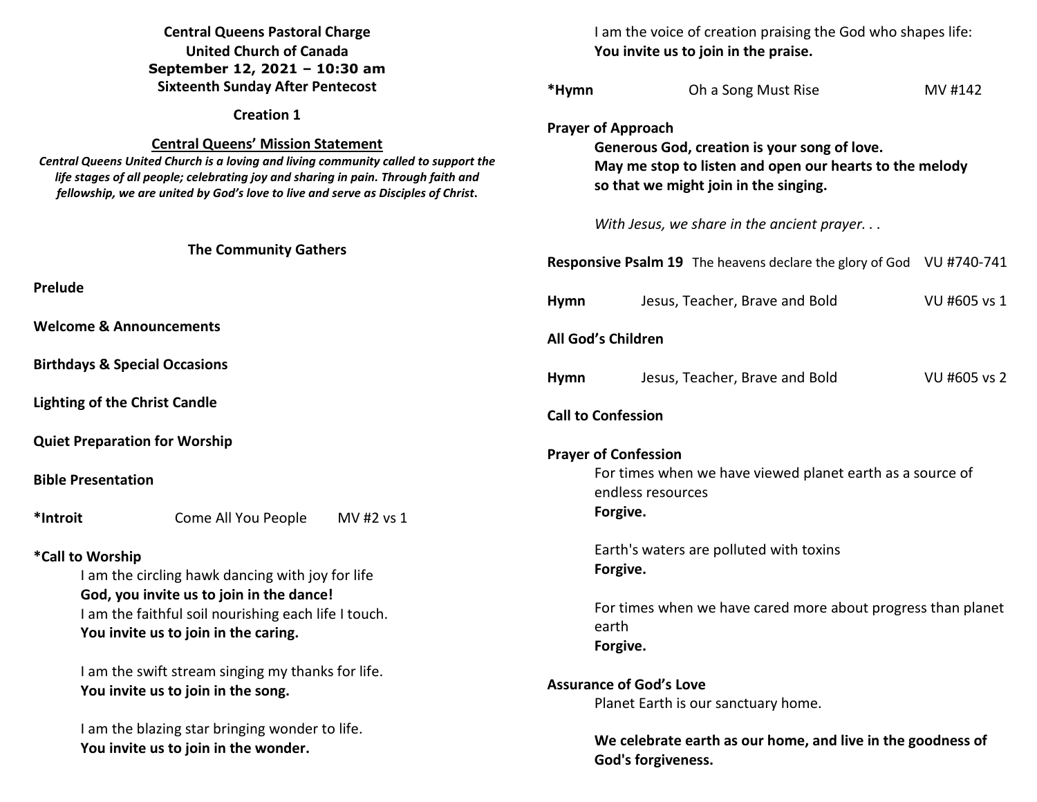**Central Queens Pastoral Charge**
**United Church of Canada**
**September 12, 2021 – 10:30 am**
**Sixteenth Sunday After Pentecost**

**Creation 1**

## Central Queens' Mission Statement

***Central Queens United Church is a loving and living community called to support the life stages of all people; celebrating joy and sharing in pain. Through faith and fellowship, we are united by God's love to live and serve as Disciples of Christ.***

## The Community Gathers

**Prelude**

**Welcome & Announcements**

**Birthdays & Special Occasions**

**Lighting of the Christ Candle**

**Quiet Preparation for Worship**

**Bible Presentation**

**\*Introit** Come All You People MV #2 vs 1

**\*Call to Worship**

I am the circling hawk dancing with joy for life
**God, you invite us to join in the dance!**
I am the faithful soil nourishing each life I touch.
**You invite us to join in the caring.**

I am the swift stream singing my thanks for life.
**You invite us to join in the song.**

I am the blazing star bringing wonder to life.
**You invite us to join in the wonder.**

I am the voice of creation praising the God who shapes life:
**You invite us to join in the praise.**

**\*Hymn** Oh a Song Must Rise MV #142

**Prayer of Approach**

**Generous God, creation is your song of love.**
**May me stop to listen and open our hearts to the melody so that we might join in the singing.**

*With Jesus, we share in the ancient prayer. . .*

**Responsive Psalm 19** The heavens declare the glory of God VU #740-741

**Hymn** Jesus, Teacher, Brave and Bold VU #605 vs 1

**All God's Children**

**Hymn** Jesus, Teacher, Brave and Bold VU #605 vs 2

**Call to Confession**

**Prayer of Confession**

For times when we have viewed planet earth as a source of endless resources
**Forgive.**

Earth's waters are polluted with toxins
**Forgive.**

For times when we have cared more about progress than planet earth
**Forgive.**

**Assurance of God's Love**

Planet Earth is our sanctuary home.

**We celebrate earth as our home, and live in the goodness of God's forgiveness.**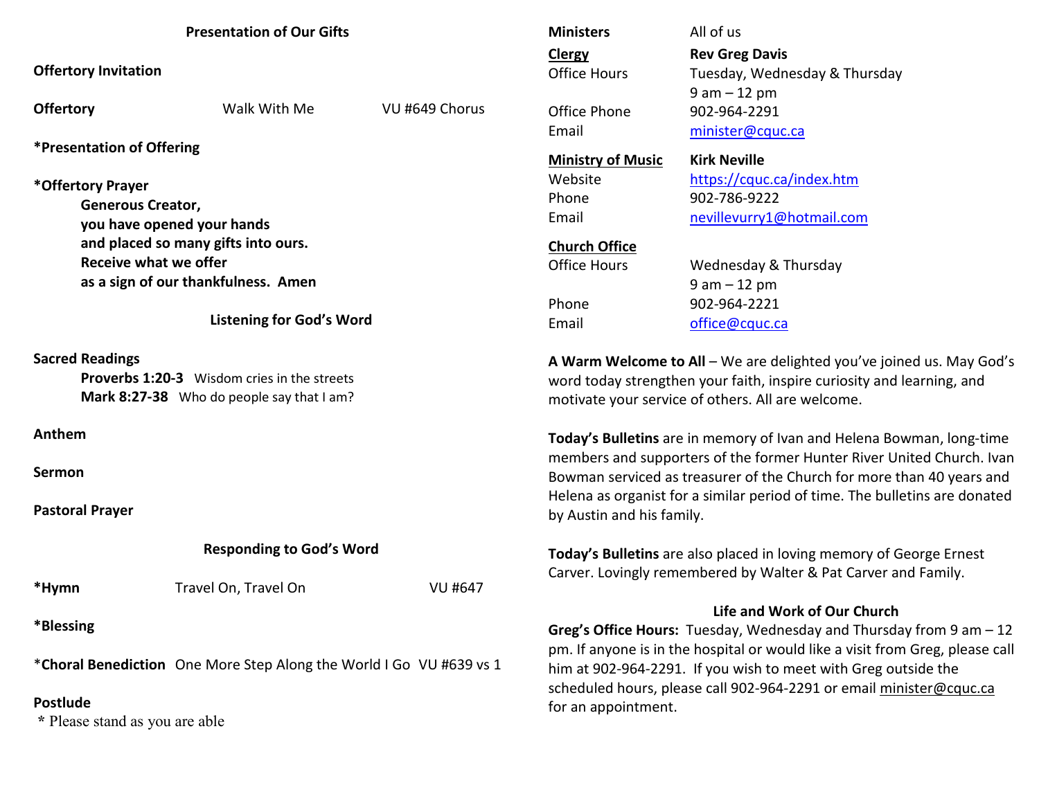## Presentation of Our Gifts

**Offertory Invitation**

**Offertory** Walk With Me VU #649 Chorus

***Presentation of Offering**

***Offertory Prayer**

> **Generous Creator,**
> **you have opened your hands**
> **and placed so many gifts into ours.**
> **Receive what we offer**
> **as a sign of our thankfulness. Amen**

## Listening for God's Word

**Sacred Readings**

> **Proverbs 1:20-3** Wisdom cries in the streets
> **Mark 8:27-38** Who do people say that I am?

**Anthem**

**Sermon**

**Pastoral Prayer**

## Responding to God's Word

***Hymn** Travel On, Travel On VU #647

***Blessing**

***Choral Benediction** One More Step Along the World I Go VU #639 vs 1

**Postlude**

* Please stand as you are able

| | |
|---|---|
| **Ministers** | All of us |
| **Clergy** | **Rev Greg Davis** |
| Office Hours | Tuesday, Wednesday & Thursday 9 am – 12 pm |
| Office Phone | 902-964-2291 |
| Email | minister@cquc.ca |
| **Ministry of Music** | **Kirk Neville** |
| Website | https://cquc.ca/index.htm |
| Phone | 902-786-9222 |
| Email | nevillevurry1@hotmail.com |
| **Church Office** | |
| Office Hours | Wednesday & Thursday 9 am – 12 pm |
| Phone | 902-964-2221 |
| Email | office@cquc.ca |

**A Warm Welcome to All** – We are delighted you've joined us. May God's word today strengthen your faith, inspire curiosity and learning, and motivate your service of others. All are welcome.

**Today's Bulletins** are in memory of Ivan and Helena Bowman, long-time members and supporters of the former Hunter River United Church. Ivan Bowman serviced as treasurer of the Church for more than 40 years and Helena as organist for a similar period of time. The bulletins are donated by Austin and his family.

**Today's Bulletins** are also placed in loving memory of George Ernest Carver. Lovingly remembered by Walter & Pat Carver and Family.

## Life and Work of Our Church

**Greg's Office Hours:** Tuesday, Wednesday and Thursday from 9 am – 12 pm. If anyone is in the hospital or would like a visit from Greg, please call him at 902-964-2291. If you wish to meet with Greg outside the scheduled hours, please call 902-964-2291 or email minister@cquc.ca for an appointment.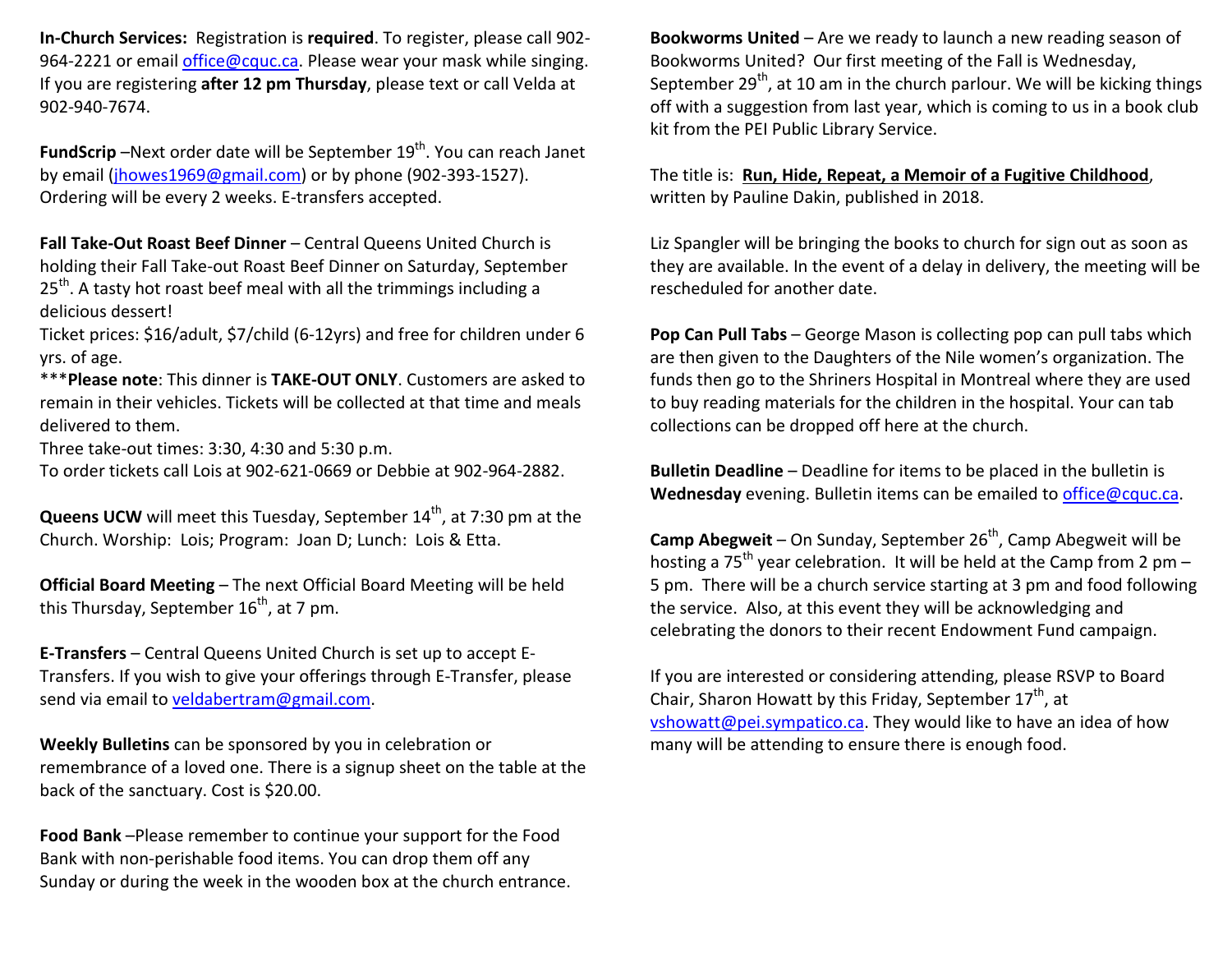**In-Church Services:** Registration is **required**. To register, please call 902-964-2221 or email office@cquc.ca. Please wear your mask while singing. If you are registering **after 12 pm Thursday**, please text or call Velda at 902-940-7674.

**FundScrip** –Next order date will be September 19th. You can reach Janet by email (jhowes1969@gmail.com) or by phone (902-393-1527). Ordering will be every 2 weeks. E-transfers accepted.

**Fall Take-Out Roast Beef Dinner** – Central Queens United Church is holding their Fall Take-out Roast Beef Dinner on Saturday, September 25th. A tasty hot roast beef meal with all the trimmings including a delicious dessert!

Ticket prices: $16/adult, $7/child (6-12yrs) and free for children under 6 yrs. of age.

***Please note**: This dinner is **TAKE-OUT ONLY**. Customers are asked to remain in their vehicles. Tickets will be collected at that time and meals delivered to them.

Three take-out times: 3:30, 4:30 and 5:30 p.m.

To order tickets call Lois at 902-621-0669 or Debbie at 902-964-2882.

**Queens UCW** will meet this Tuesday, September 14th, at 7:30 pm at the Church. Worship: Lois; Program: Joan D; Lunch: Lois & Etta.

**Official Board Meeting** – The next Official Board Meeting will be held this Thursday, September 16th, at 7 pm.

**E-Transfers** – Central Queens United Church is set up to accept E-Transfers. If you wish to give your offerings through E-Transfer, please send via email to veldabertram@gmail.com.

**Weekly Bulletins** can be sponsored by you in celebration or remembrance of a loved one. There is a signup sheet on the table at the back of the sanctuary. Cost is $20.00.

**Food Bank** –Please remember to continue your support for the Food Bank with non-perishable food items. You can drop them off any Sunday or during the week in the wooden box at the church entrance.

**Bookworms United** – Are we ready to launch a new reading season of Bookworms United? Our first meeting of the Fall is Wednesday, September 29th, at 10 am in the church parlour. We will be kicking things off with a suggestion from last year, which is coming to us in a book club kit from the PEI Public Library Service.

The title is: **Run, Hide, Repeat, a Memoir of a Fugitive Childhood**, written by Pauline Dakin, published in 2018.

Liz Spangler will be bringing the books to church for sign out as soon as they are available. In the event of a delay in delivery, the meeting will be rescheduled for another date.

**Pop Can Pull Tabs** – George Mason is collecting pop can pull tabs which are then given to the Daughters of the Nile women's organization. The funds then go to the Shriners Hospital in Montreal where they are used to buy reading materials for the children in the hospital. Your can tab collections can be dropped off here at the church.

**Bulletin Deadline** – Deadline for items to be placed in the bulletin is **Wednesday** evening. Bulletin items can be emailed to office@cquc.ca.

**Camp Abegweit** – On Sunday, September 26th, Camp Abegweit will be hosting a 75th year celebration. It will be held at the Camp from 2 pm – 5 pm. There will be a church service starting at 3 pm and food following the service. Also, at this event they will be acknowledging and celebrating the donors to their recent Endowment Fund campaign.

If you are interested or considering attending, please RSVP to Board Chair, Sharon Howatt by this Friday, September 17th, at vshowatt@pei.sympatico.ca. They would like to have an idea of how many will be attending to ensure there is enough food.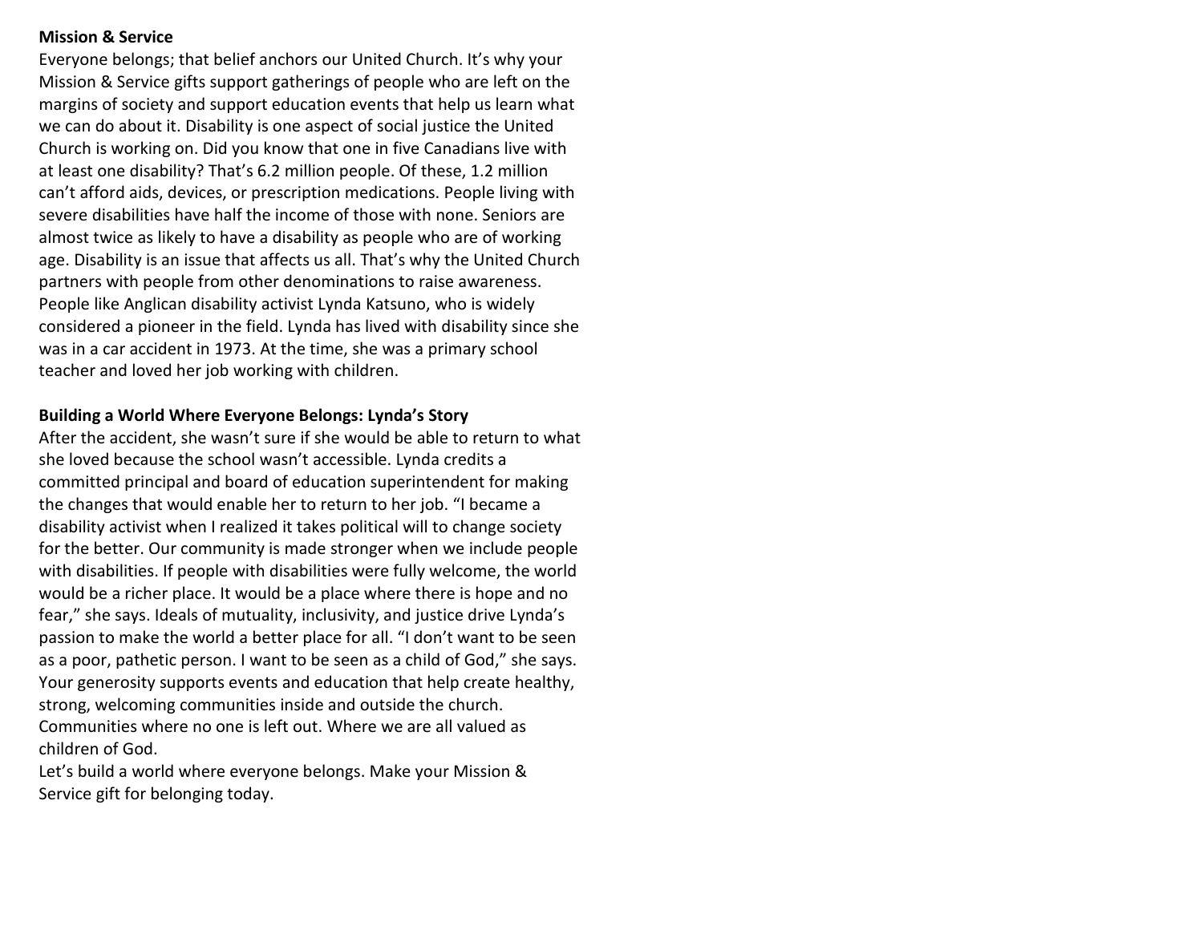**Mission & Service**

Everyone belongs; that belief anchors our United Church. It's why your Mission & Service gifts support gatherings of people who are left on the margins of society and support education events that help us learn what we can do about it. Disability is one aspect of social justice the United Church is working on. Did you know that one in five Canadians live with at least one disability? That's 6.2 million people. Of these, 1.2 million can't afford aids, devices, or prescription medications. People living with severe disabilities have half the income of those with none. Seniors are almost twice as likely to have a disability as people who are of working age. Disability is an issue that affects us all. That's why the United Church partners with people from other denominations to raise awareness. People like Anglican disability activist Lynda Katsuno, who is widely considered a pioneer in the field. Lynda has lived with disability since she was in a car accident in 1973. At the time, she was a primary school teacher and loved her job working with children.

**Building a World Where Everyone Belongs: Lynda's Story**

After the accident, she wasn't sure if she would be able to return to what she loved because the school wasn't accessible. Lynda credits a committed principal and board of education superintendent for making the changes that would enable her to return to her job. "I became a disability activist when I realized it takes political will to change society for the better. Our community is made stronger when we include people with disabilities. If people with disabilities were fully welcome, the world would be a richer place. It would be a place where there is hope and no fear," she says. Ideals of mutuality, inclusivity, and justice drive Lynda's passion to make the world a better place for all. "I don't want to be seen as a poor, pathetic person. I want to be seen as a child of God," she says. Your generosity supports events and education that help create healthy, strong, welcoming communities inside and outside the church. Communities where no one is left out. Where we are all valued as children of God.

Let's build a world where everyone belongs. Make your Mission & Service gift for belonging today.